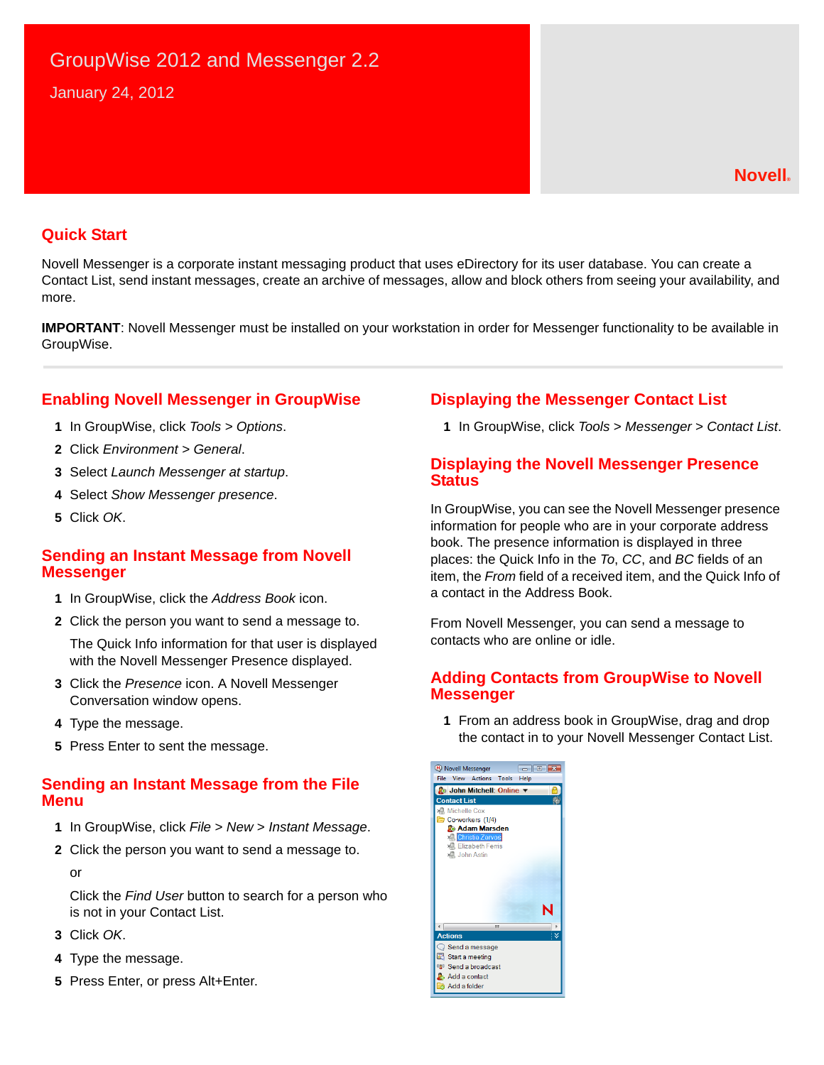# GroupWise 2012 and Messenger 2.2

January 24, 2012

Novell.

## Quick Start

Novell Messenger is a corporate instant messaging product that uses eDirectory for its user database. You can create a Contact List, send instant messages, create an archive of messages, allow and block others from seeing your availability, and more.

**IMPORTANT**: Novell Messenger must be installed on your workstation in order for Messenger functionality to be available in GroupWise.

## Enabling Novell Messenger in GroupWise

1. In GroupWise, click *Tools* > *Options*.
2. Click *Environment* > *General*.
3. Select *Launch Messenger at startup*.
4. Select *Show Messenger presence*.
5. Click *OK*.

## Sending an Instant Message from Novell Messenger

1. In GroupWise, click the *Address Book* icon.
2. Click the person you want to send a message to.

   The Quick Info information for that user is displayed with the Novell Messenger Presence displayed.
3. Click the *Presence* icon. A Novell Messenger Conversation window opens.
4. Type the message.
5. Press Enter to sent the message.

## Sending an Instant Message from the File Menu

1. In GroupWise, click *File* > *New* > *Instant Message*.
2. Click the person you want to send a message to.

   or

   Click the *Find User* button to search for a person who is not in your Contact List.
3. Click *OK*.
4. Type the message.
5. Press Enter, or press Alt+Enter.

## Displaying the Messenger Contact List

1. In GroupWise, click *Tools* > *Messenger* > *Contact List*.

## Displaying the Novell Messenger Presence Status

In GroupWise, you can see the Novell Messenger presence information for people who are in your corporate address book. The presence information is displayed in three places: the Quick Info in the *To*, *CC*, and *BC* fields of an item, the *From* field of a received item, and the Quick Info of a contact in the Address Book.

From Novell Messenger, you can send a message to contacts who are online or idle.

## Adding Contacts from GroupWise to Novell Messenger

1. From an address book in GroupWise, drag and drop the contact in to your Novell Messenger Contact List.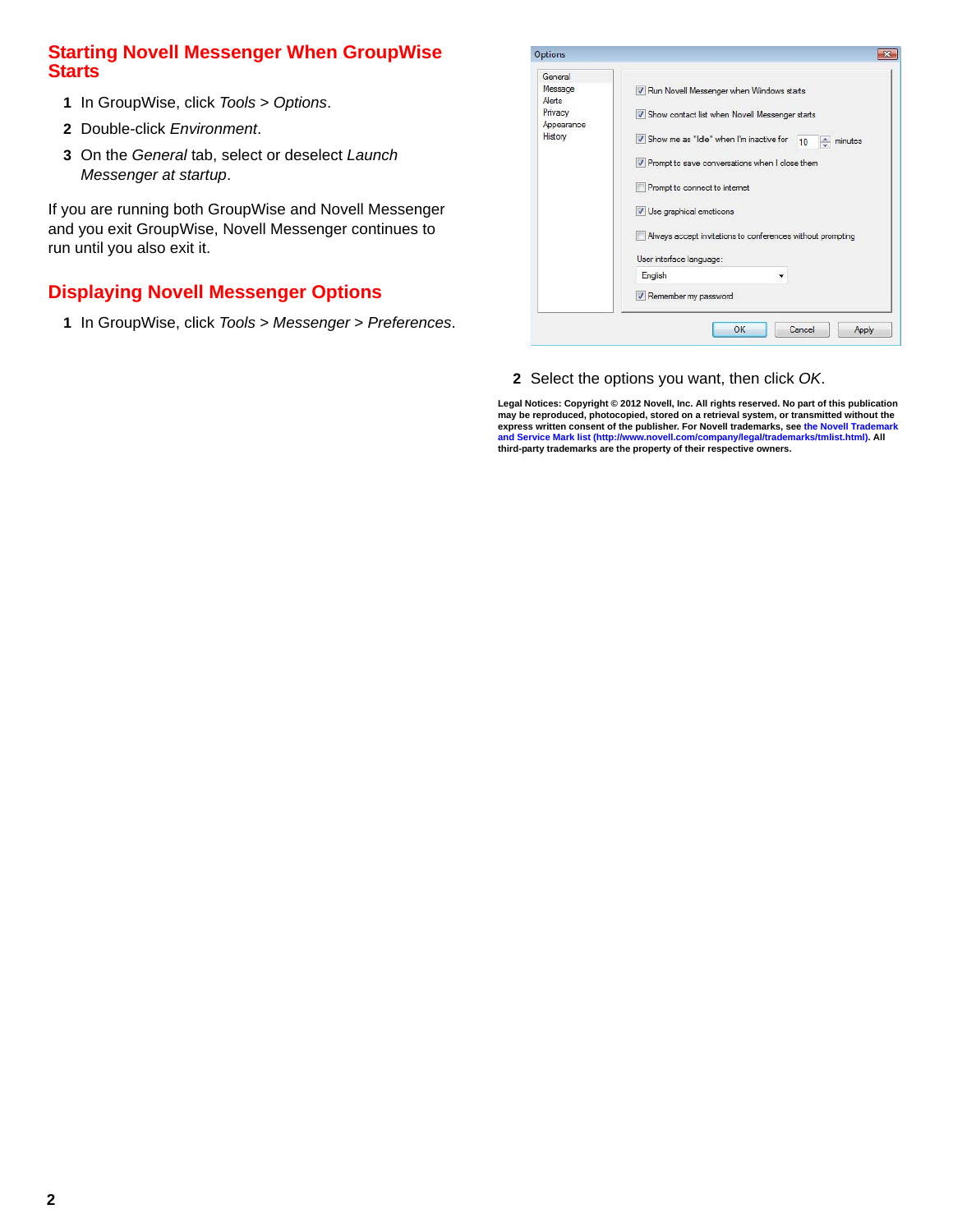## Starting Novell Messenger When GroupWise Starts

1. In GroupWise, click *Tools* > *Options*.
2. Double-click *Environment*.
3. On the *General* tab, select or deselect *Launch Messenger at startup*.

If you are running both GroupWise and Novell Messenger and you exit GroupWise, Novell Messenger continues to run until you also exit it.

## Displaying Novell Messenger Options

1. In GroupWise, click *Tools* > *Messenger* > *Preferences*.

2. Select the options you want, then click *OK*.

**Legal Notices: Copyright © 2012 Novell, Inc. All rights reserved. No part of this publication may be reproduced, photocopied, stored on a retrieval system, or transmitted without the express written consent of the publisher. For Novell trademarks, see the Novell Trademark and Service Mark list (http://www.novell.com/company/legal/trademarks/tmlist.html). All third-party trademarks are the property of their respective owners.**